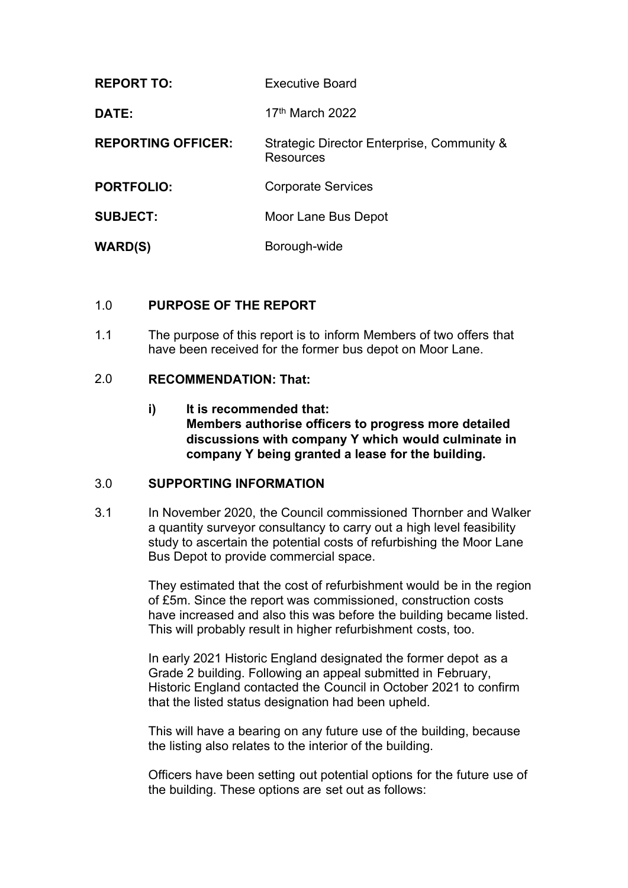| | |
|---|---|
| **REPORT TO:** | Executive Board |
| **DATE:** | 17th March 2022 |
| **REPORTING OFFICER:** | Strategic Director Enterprise, Community & Resources |
| **PORTFOLIO:** | Corporate Services |
| **SUBJECT:** | Moor Lane Bus Depot |
| **WARD(S)** | Borough-wide |

## 1.0 PURPOSE OF THE REPORT

1.1 The purpose of this report is to inform Members of two offers that have been received for the former bus depot on Moor Lane.

## 2.0 RECOMMENDATION: That:

**i) It is recommended that:
Members authorise officers to progress more detailed discussions with company Y which would culminate in company Y being granted a lease for the building.**

## 3.0 SUPPORTING INFORMATION

3.1 In November 2020, the Council commissioned Thornber and Walker a quantity surveyor consultancy to carry out a high level feasibility study to ascertain the potential costs of refurbishing the Moor Lane Bus Depot to provide commercial space.

They estimated that the cost of refurbishment would be in the region of £5m. Since the report was commissioned, construction costs have increased and also this was before the building became listed. This will probably result in higher refurbishment costs, too.

In early 2021 Historic England designated the former depot as a Grade 2 building. Following an appeal submitted in February, Historic England contacted the Council in October 2021 to confirm that the listed status designation had been upheld.

This will have a bearing on any future use of the building, because the listing also relates to the interior of the building.

Officers have been setting out potential options for the future use of the building. These options are set out as follows: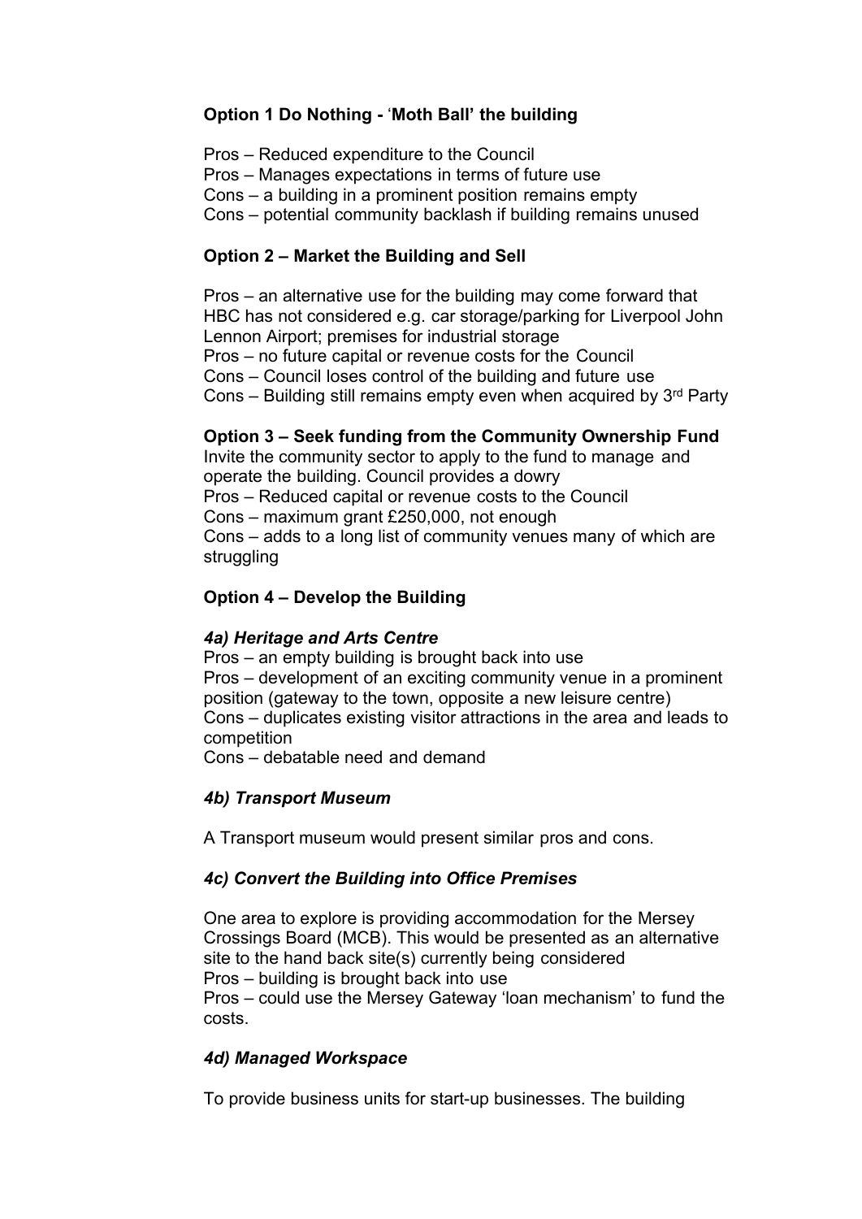**Option 1 Do Nothing - 'Moth Ball' the building**

Pros – Reduced expenditure to the Council
Pros – Manages expectations in terms of future use
Cons – a building in a prominent position remains empty
Cons – potential community backlash if building remains unused

**Option 2 – Market the Building and Sell**

Pros – an alternative use for the building may come forward that HBC has not considered e.g. car storage/parking for Liverpool John Lennon Airport; premises for industrial storage
Pros – no future capital or revenue costs for the Council
Cons – Council loses control of the building and future use
Cons – Building still remains empty even when acquired by 3rd Party

**Option 3 – Seek funding from the Community Ownership Fund**
Invite the community sector to apply to the fund to manage and operate the building. Council provides a dowry
Pros – Reduced capital or revenue costs to the Council
Cons – maximum grant £250,000, not enough
Cons – adds to a long list of community venues many of which are struggling

**Option 4 – Develop the Building**

***4a) Heritage and Arts Centre***
Pros – an empty building is brought back into use
Pros – development of an exciting community venue in a prominent position (gateway to the town, opposite a new leisure centre)
Cons – duplicates existing visitor attractions in the area and leads to competition
Cons – debatable need and demand

***4b) Transport Museum***

A Transport museum would present similar pros and cons.

***4c) Convert the Building into Office Premises***

One area to explore is providing accommodation for the Mersey Crossings Board (MCB). This would be presented as an alternative site to the hand back site(s) currently being considered
Pros – building is brought back into use
Pros – could use the Mersey Gateway 'loan mechanism' to fund the costs.

***4d) Managed Workspace***

To provide business units for start-up businesses. The building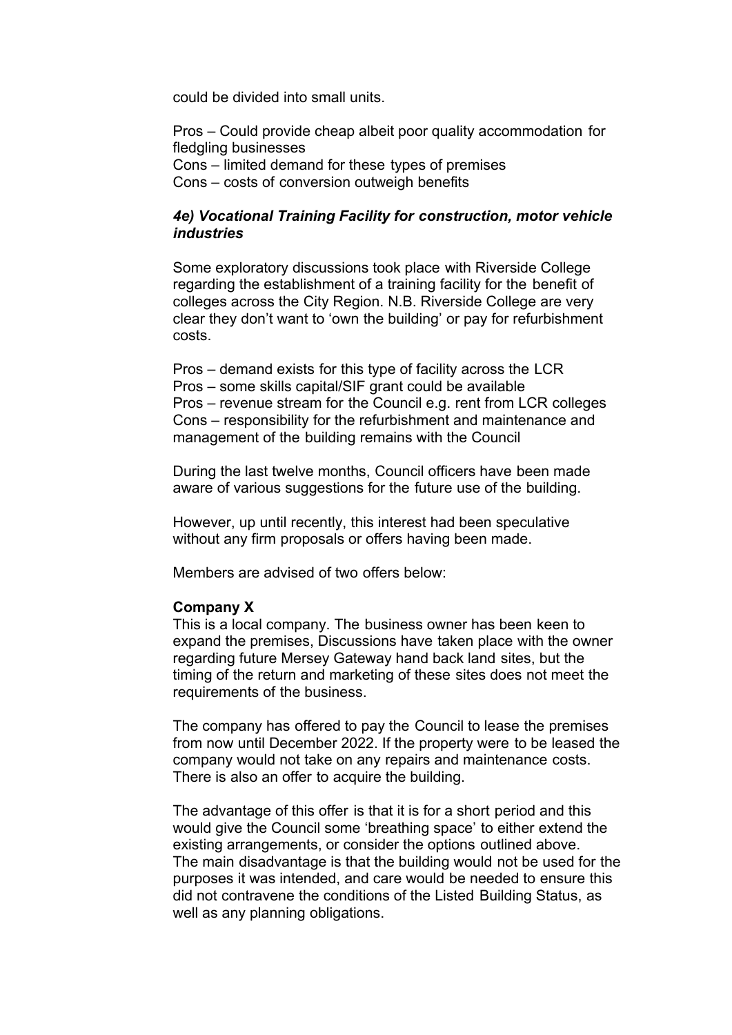could be divided into small units.

Pros – Could provide cheap albeit poor quality accommodation for fledgling businesses
Cons – limited demand for these types of premises
Cons – costs of conversion outweigh benefits

### *4e) Vocational Training Facility for construction, motor vehicle industries*

Some exploratory discussions took place with Riverside College regarding the establishment of a training facility for the benefit of colleges across the City Region. N.B. Riverside College are very clear they don't want to 'own the building' or pay for refurbishment costs.

Pros – demand exists for this type of facility across the LCR
Pros – some skills capital/SIF grant could be available
Pros – revenue stream for the Council e.g. rent from LCR colleges
Cons – responsibility for the refurbishment and maintenance and management of the building remains with the Council

During the last twelve months, Council officers have been made aware of various suggestions for the future use of the building.

However, up until recently, this interest had been speculative without any firm proposals or offers having been made.

Members are advised of two offers below:

**Company X**
This is a local company. The business owner has been keen to expand the premises, Discussions have taken place with the owner regarding future Mersey Gateway hand back land sites, but the timing of the return and marketing of these sites does not meet the requirements of the business.

The company has offered to pay the Council to lease the premises from now until December 2022. If the property were to be leased the company would not take on any repairs and maintenance costs. There is also an offer to acquire the building.

The advantage of this offer is that it is for a short period and this would give the Council some 'breathing space' to either extend the existing arrangements, or consider the options outlined above. The main disadvantage is that the building would not be used for the purposes it was intended, and care would be needed to ensure this did not contravene the conditions of the Listed Building Status, as well as any planning obligations.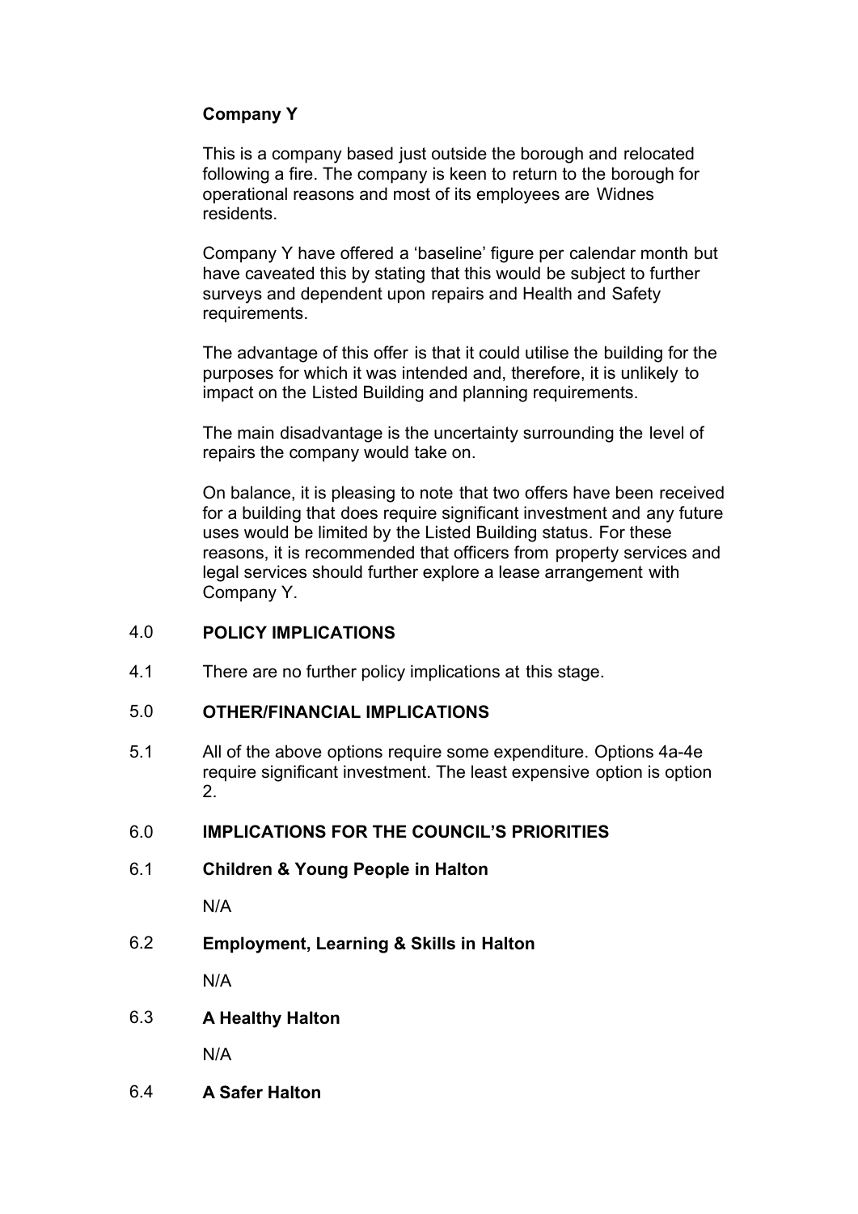**Company Y**

This is a company based just outside the borough and relocated following a fire. The company is keen to return to the borough for operational reasons and most of its employees are Widnes residents.

Company Y have offered a 'baseline' figure per calendar month but have caveated this by stating that this would be subject to further surveys and dependent upon repairs and Health and Safety requirements.

The advantage of this offer is that it could utilise the building for the purposes for which it was intended and, therefore, it is unlikely to impact on the Listed Building and planning requirements.

The main disadvantage is the uncertainty surrounding the level of repairs the company would take on.

On balance, it is pleasing to note that two offers have been received for a building that does require significant investment and any future uses would be limited by the Listed Building status. For these reasons, it is recommended that officers from property services and legal services should further explore a lease arrangement with Company Y.

## 4.0 POLICY IMPLICATIONS

4.1 There are no further policy implications at this stage.

## 5.0 OTHER/FINANCIAL IMPLICATIONS

5.1 All of the above options require some expenditure. Options 4a-4e require significant investment. The least expensive option is option 2.

## 6.0 IMPLICATIONS FOR THE COUNCIL'S PRIORITIES

### 6.1 Children & Young People in Halton

N/A

### 6.2 Employment, Learning & Skills in Halton

N/A

### 6.3 A Healthy Halton

N/A

### 6.4 A Safer Halton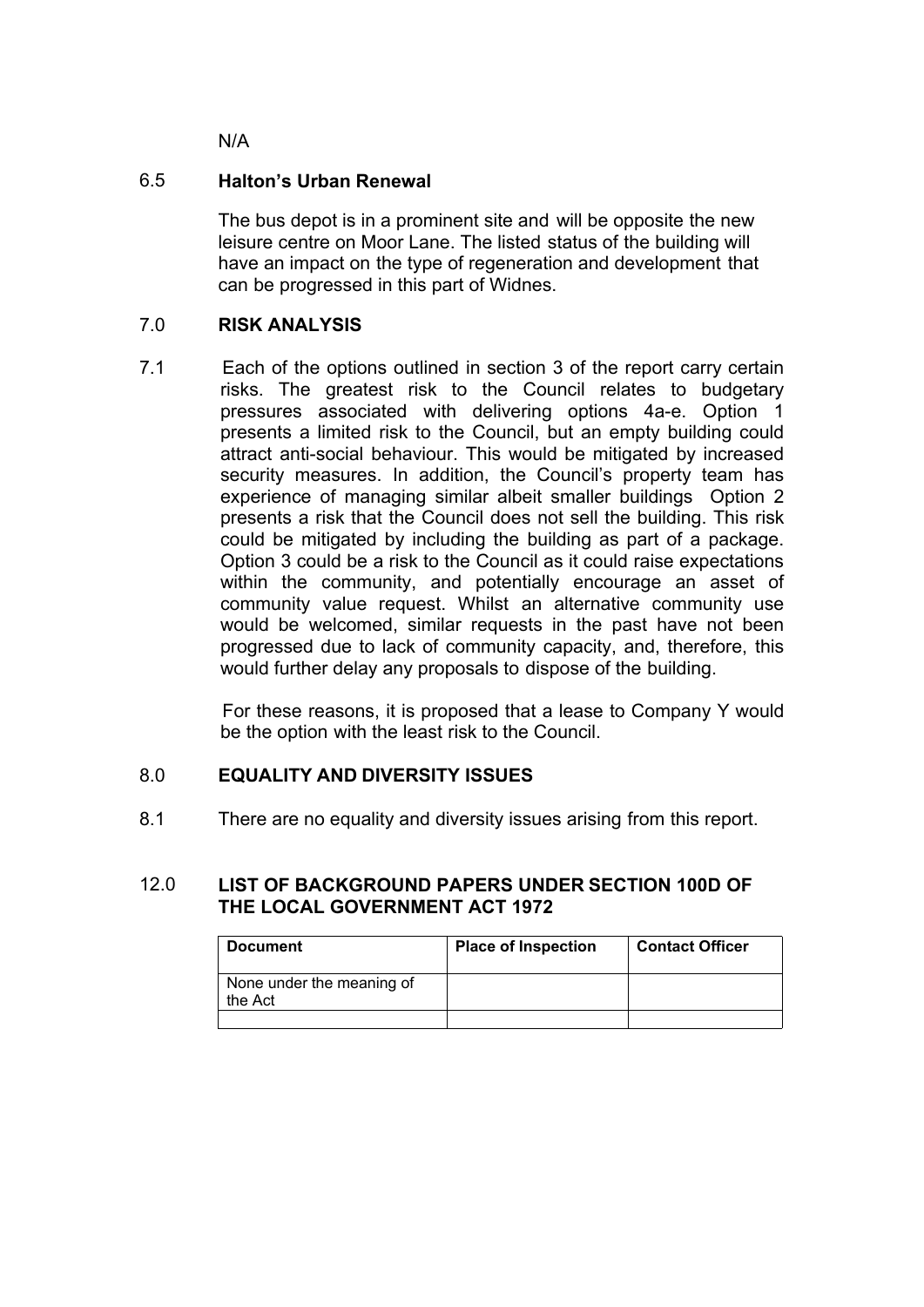N/A

## 6.5 Halton's Urban Renewal

The bus depot is in a prominent site and will be opposite the new leisure centre on Moor Lane. The listed status of the building will have an impact on the type of regeneration and development that can be progressed in this part of Widnes.

## 7.0 RISK ANALYSIS

7.1 Each of the options outlined in section 3 of the report carry certain risks. The greatest risk to the Council relates to budgetary pressures associated with delivering options 4a-e. Option 1 presents a limited risk to the Council, but an empty building could attract anti-social behaviour. This would be mitigated by increased security measures. In addition, the Council's property team has experience of managing similar albeit smaller buildings Option 2 presents a risk that the Council does not sell the building. This risk could be mitigated by including the building as part of a package. Option 3 could be a risk to the Council as it could raise expectations within the community, and potentially encourage an asset of community value request. Whilst an alternative community use would be welcomed, similar requests in the past have not been progressed due to lack of community capacity, and, therefore, this would further delay any proposals to dispose of the building.

For these reasons, it is proposed that a lease to Company Y would be the option with the least risk to the Council.

## 8.0 EQUALITY AND DIVERSITY ISSUES

8.1 There are no equality and diversity issues arising from this report.

## 12.0 LIST OF BACKGROUND PAPERS UNDER SECTION 100D OF THE LOCAL GOVERNMENT ACT 1972

| Document | Place of Inspection | Contact Officer |
| --- | --- | --- |
| None under the meaning of the Act | | |
| | | |